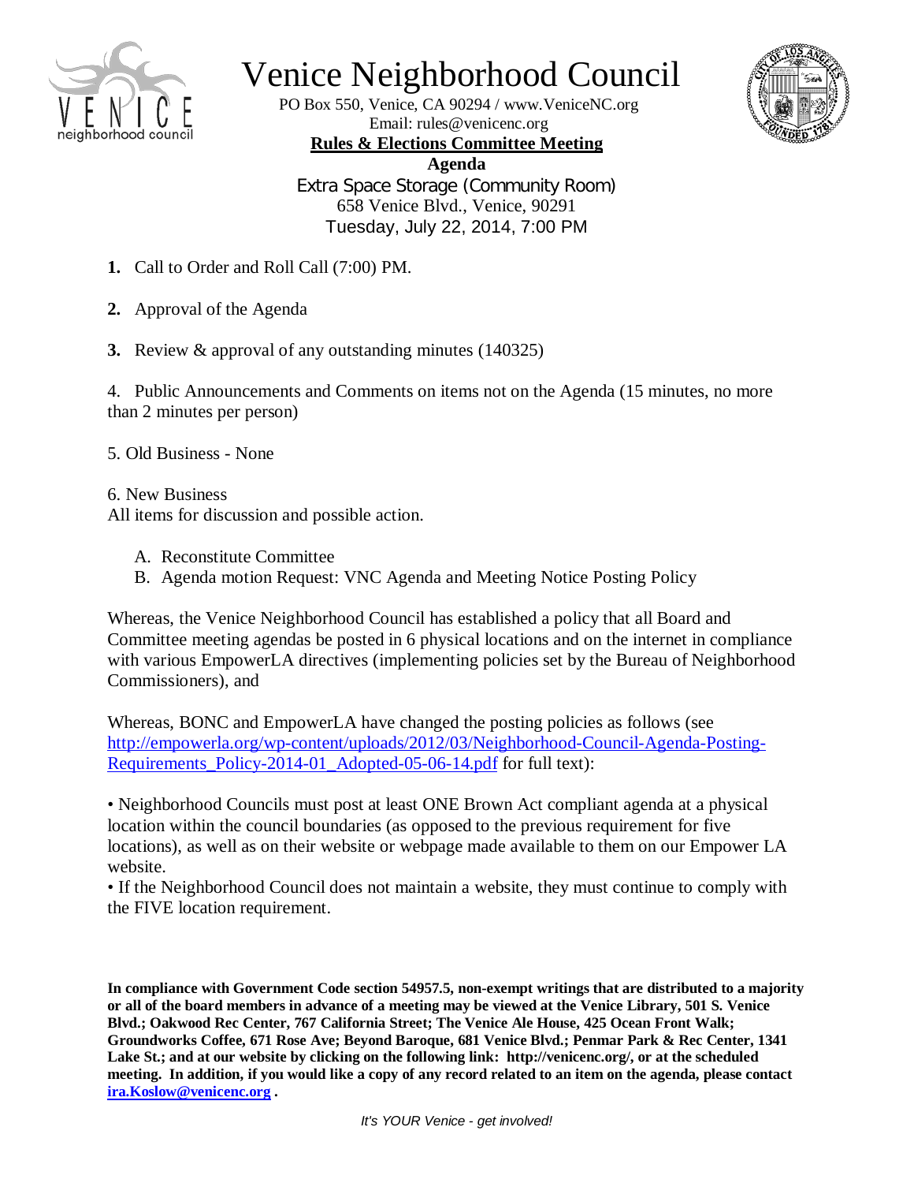# Venice Neighborhood Council

PO Box 550, Venice, CA 90294 / www.VeniceNC.org
Email: rules@venicenc.org

**Rules & Elections Committee Meeting**

**Agenda**

Extra Space Storage (Community Room)
658 Venice Blvd., Venice, 90291
Tuesday, July 22, 2014, 7:00 PM

1. Call to Order and Roll Call (7:00) PM.

2. Approval of the Agenda

3. Review & approval of any outstanding minutes (140325)

4. Public Announcements and Comments on items not on the Agenda (15 minutes, no more than 2 minutes per person)

5. Old Business - None

6. New Business
All items for discussion and possible action.

   A. Reconstitute Committee
   B. Agenda motion Request: VNC Agenda and Meeting Notice Posting Policy

Whereas, the Venice Neighborhood Council has established a policy that all Board and Committee meeting agendas be posted in 6 physical locations and on the internet in compliance with various EmpowerLA directives (implementing policies set by the Bureau of Neighborhood Commissioners), and

Whereas, BONC and EmpowerLA have changed the posting policies as follows (see http://empowerla.org/wp-content/uploads/2012/03/Neighborhood-Council-Agenda-Posting-Requirements_Policy-2014-01_Adopted-05-06-14.pdf for full text):

• Neighborhood Councils must post at least ONE Brown Act compliant agenda at a physical location within the council boundaries (as opposed to the previous requirement for five locations), as well as on their website or webpage made available to them on our Empower LA website.
• If the Neighborhood Council does not maintain a website, they must continue to comply with the FIVE location requirement.

**In compliance with Government Code section 54957.5, non-exempt writings that are distributed to a majority or all of the board members in advance of a meeting may be viewed at the Venice Library, 501 S. Venice Blvd.; Oakwood Rec Center, 767 California Street; The Venice Ale House, 425 Ocean Front Walk; Groundworks Coffee, 671 Rose Ave; Beyond Baroque, 681 Venice Blvd.; Penmar Park & Rec Center, 1341 Lake St.; and at our website by clicking on the following link: http://venicenc.org/, or at the scheduled meeting. In addition, if you would like a copy of any record related to an item on the agenda, please contact ira.Koslow@venicenc.org .**

*It's YOUR Venice - get involved!*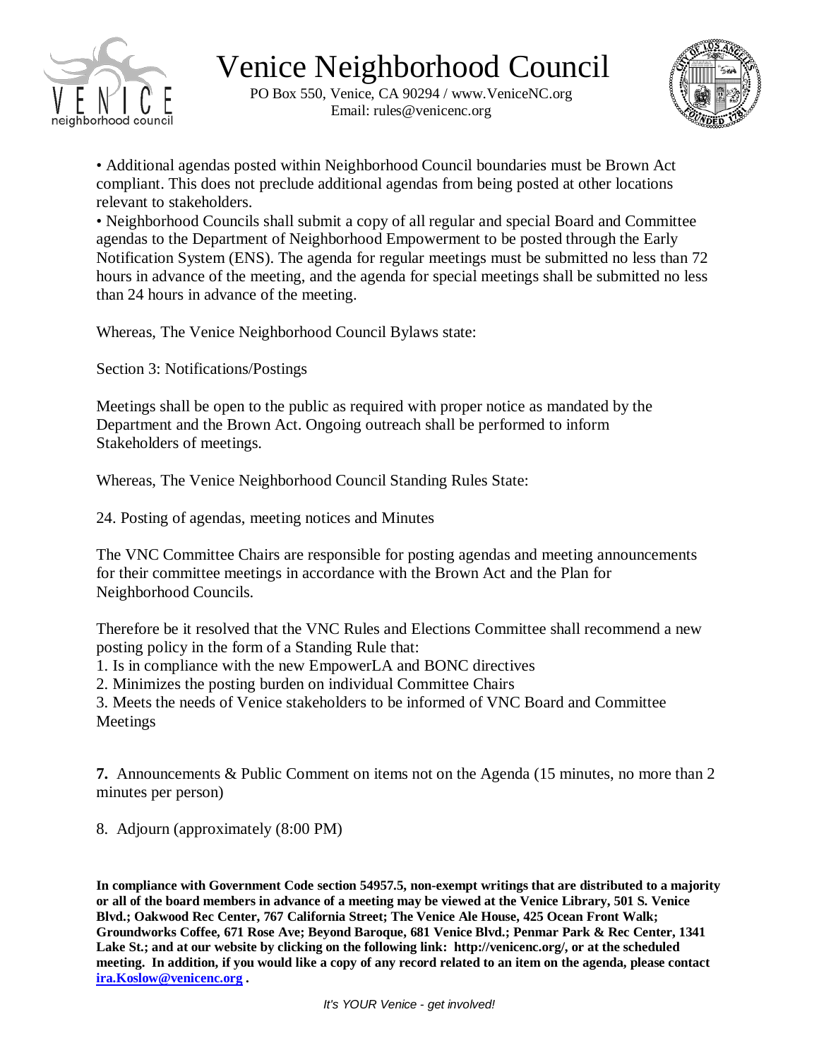• Additional agendas posted within Neighborhood Council boundaries must be Brown Act compliant. This does not preclude additional agendas from being posted at other locations relevant to stakeholders.
• Neighborhood Councils shall submit a copy of all regular and special Board and Committee agendas to the Department of Neighborhood Empowerment to be posted through the Early Notification System (ENS). The agenda for regular meetings must be submitted no less than 72 hours in advance of the meeting, and the agenda for special meetings shall be submitted no less than 24 hours in advance of the meeting.

Whereas, The Venice Neighborhood Council Bylaws state:

Section 3: Notifications/Postings

Meetings shall be open to the public as required with proper notice as mandated by the Department and the Brown Act. Ongoing outreach shall be performed to inform Stakeholders of meetings.

Whereas, The Venice Neighborhood Council Standing Rules State:

24. Posting of agendas, meeting notices and Minutes

The VNC Committee Chairs are responsible for posting agendas and meeting announcements for their committee meetings in accordance with the Brown Act and the Plan for Neighborhood Councils.

Therefore be it resolved that the VNC Rules and Elections Committee shall recommend a new posting policy in the form of a Standing Rule that:

1. Is in compliance with the new EmpowerLA and BONC directives
2. Minimizes the posting burden on individual Committee Chairs
3. Meets the needs of Venice stakeholders to be informed of VNC Board and Committee Meetings

**7.** Announcements & Public Comment on items not on the Agenda (15 minutes, no more than 2 minutes per person)

8. Adjourn (approximately (8:00 PM)

**In compliance with Government Code section 54957.5, non-exempt writings that are distributed to a majority or all of the board members in advance of a meeting may be viewed at the Venice Library, 501 S. Venice Blvd.; Oakwood Rec Center, 767 California Street; The Venice Ale House, 425 Ocean Front Walk; Groundworks Coffee, 671 Rose Ave; Beyond Baroque, 681 Venice Blvd.; Penmar Park & Rec Center, 1341 Lake St.; and at our website by clicking on the following link: http://venicenc.org/, or at the scheduled meeting. In addition, if you would like a copy of any record related to an item on the agenda, please contact ira.Koslow@venicenc.org .**

*It's YOUR Venice - get involved!*